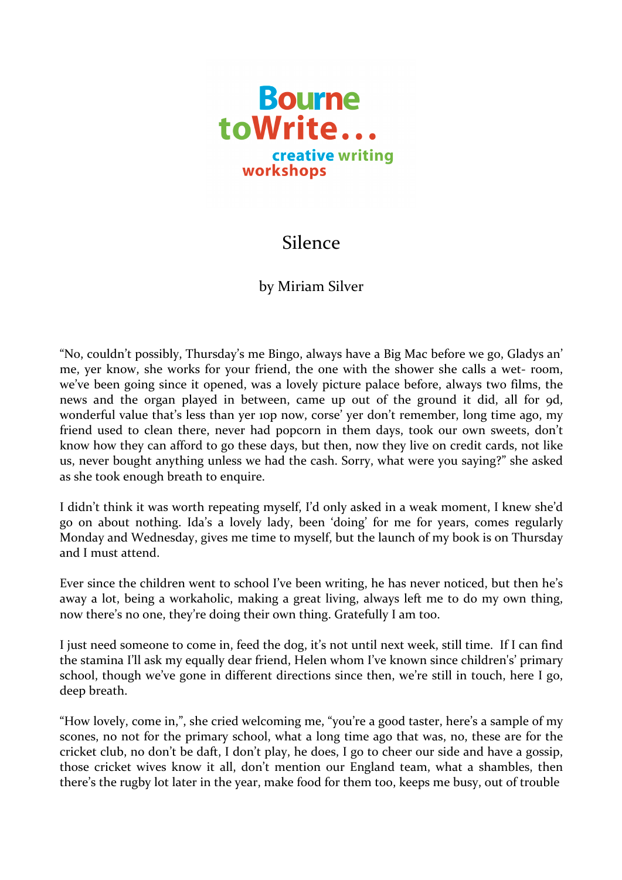Bourne toWrite... creative writing workshops

# Silence

by Miriam Silver

"No, couldn't possibly, Thursday's me Bingo, always have a Big Mac before we go, Gladys an' me, yer know, she works for your friend, the one with the shower she calls a wet- room, we've been going since it opened, was a lovely picture palace before, always two films, the news and the organ played in between, came up out of the ground it did, all for 9d, wonderful value that's less than yer 10p now, corse' yer don't remember, long time ago, my friend used to clean there, never had popcorn in them days, took our own sweets, don't know how they can afford to go these days, but then, now they live on credit cards, not like us, never bought anything unless we had the cash. Sorry, what were you saying?" she asked as she took enough breath to enquire.

I didn't think it was worth repeating myself, I'd only asked in a weak moment, I knew she'd go on about nothing. Ida's a lovely lady, been 'doing' for me for years, comes regularly Monday and Wednesday, gives me time to myself, but the launch of my book is on Thursday and I must attend.

Ever since the children went to school I've been writing, he has never noticed, but then he's away a lot, being a workaholic, making a great living, always left me to do my own thing, now there's no one, they're doing their own thing. Gratefully I am too.

I just need someone to come in, feed the dog, it's not until next week, still time. If I can find the stamina I'll ask my equally dear friend, Helen whom I've known since children's' primary school, though we've gone in different directions since then, we're still in touch, here I go, deep breath.

"How lovely, come in,", she cried welcoming me, "you're a good taster, here's a sample of my scones, no not for the primary school, what a long time ago that was, no, these are for the cricket club, no don't be daft, I don't play, he does, I go to cheer our side and have a gossip, those cricket wives know it all, don't mention our England team, what a shambles, then there's the rugby lot later in the year, make food for them too, keeps me busy, out of trouble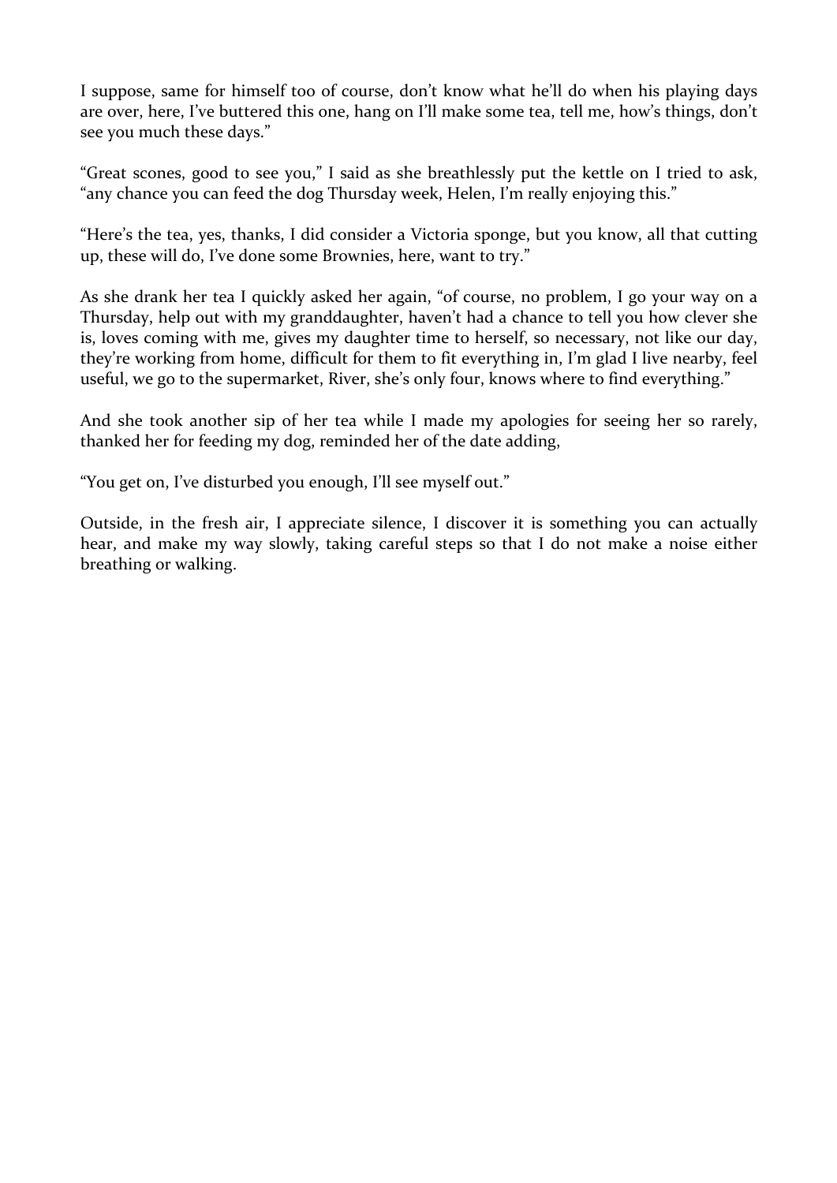I suppose, same for himself too of course, don't know what he'll do when his playing days are over, here, I've buttered this one, hang on I'll make some tea, tell me, how's things, don't see you much these days."

"Great scones, good to see you," I said as she breathlessly put the kettle on I tried to ask, "any chance you can feed the dog Thursday week, Helen, I'm really enjoying this."

"Here's the tea, yes, thanks, I did consider a Victoria sponge, but you know, all that cutting up, these will do, I've done some Brownies, here, want to try."

As she drank her tea I quickly asked her again, "of course, no problem, I go your way on a Thursday, help out with my granddaughter, haven't had a chance to tell you how clever she is, loves coming with me, gives my daughter time to herself, so necessary, not like our day, they're working from home, difficult for them to fit everything in, I'm glad I live nearby, feel useful, we go to the supermarket, River, she's only four, knows where to find everything."

And she took another sip of her tea while I made my apologies for seeing her so rarely, thanked her for feeding my dog, reminded her of the date adding,

"You get on, I've disturbed you enough, I'll see myself out."

Outside, in the fresh air, I appreciate silence, I discover it is something you can actually hear, and make my way slowly, taking careful steps so that I do not make a noise either breathing or walking.